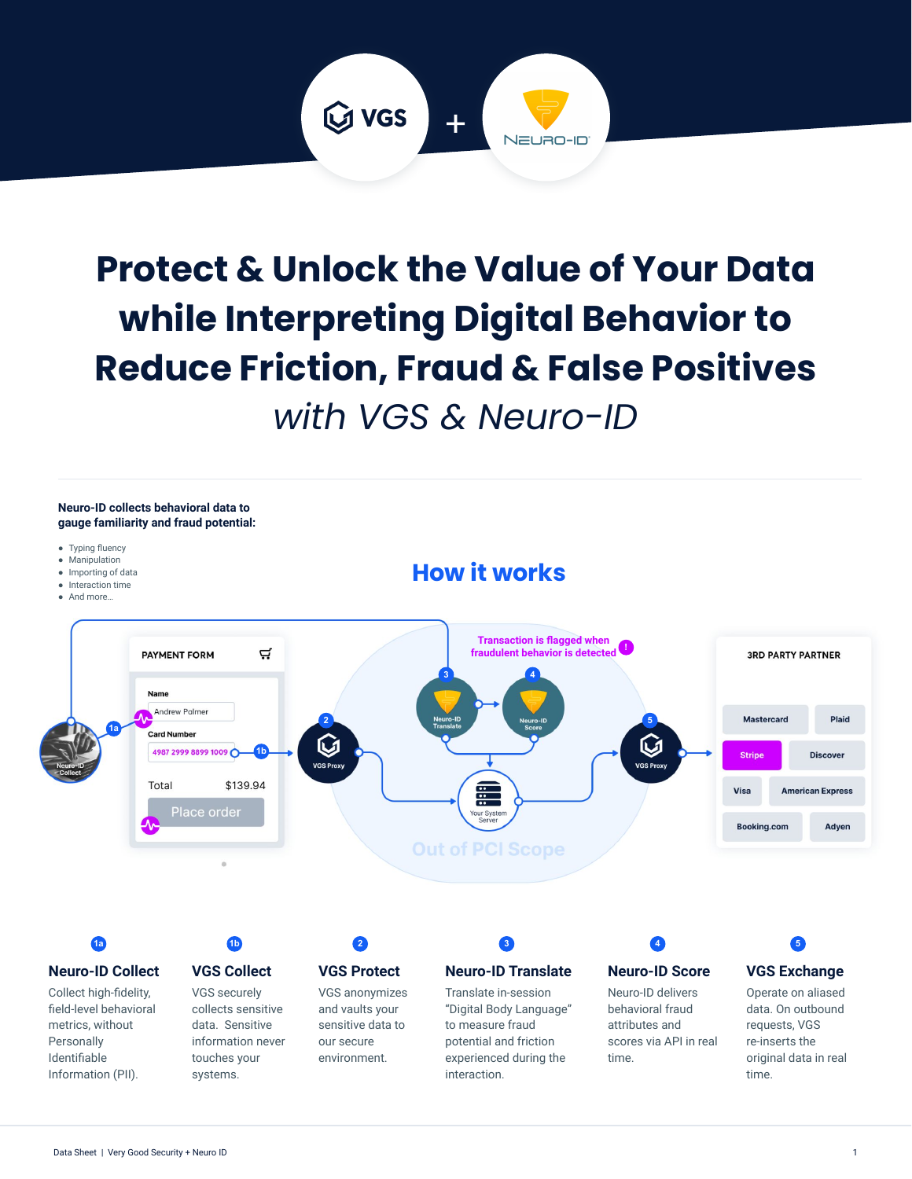# Protect & Unlock the Value of Your Data while Interpreting Digital Behavior to Reduce Friction, Fraud & False Positives

*with VGS & Neuro-ID*

**Neuro-ID collects behavioral data to gauge familiarity and fraud potential:**

- Typing fluency
- Manipulation
- Importing of data
- Interaction time
- And more...

## How it works

PAYMENT FORM

Name: Andrew Polmer

Card Number: 4987 2999 8899 1009

Total $139.94

Place order

Transaction is flagged when fraudulent behavior is detected

Neuro-ID Collect · VGS Proxy · Neuro-ID Translate · Neuro-ID Score · Your System Server · VGS Proxy

Out of PCI Scope

3RD PARTY PARTNER: Mastercard, Plaid, Stripe, Discover, Visa, American Express, Booking.com, Adyen

**1a — Neuro-ID Collect**
Collect high-fidelity, field-level behavioral metrics, without Personally Identifiable Information (PII).

**1b — VGS Collect**
VGS securely collects sensitive data. Sensitive information never touches your systems.

**2 — VGS Protect**
VGS anonymizes and vaults your sensitive data to our secure environment.

**3 — Neuro-ID Translate**
Translate in-session "Digital Body Language" to measure fraud potential and friction experienced during the interaction.

**4 — Neuro-ID Score**
Neuro-ID delivers behavioral fraud attributes and scores via API in real time.

**5 — VGS Exchange**
Operate on aliased data. On outbound requests, VGS re-inserts the original data in real time.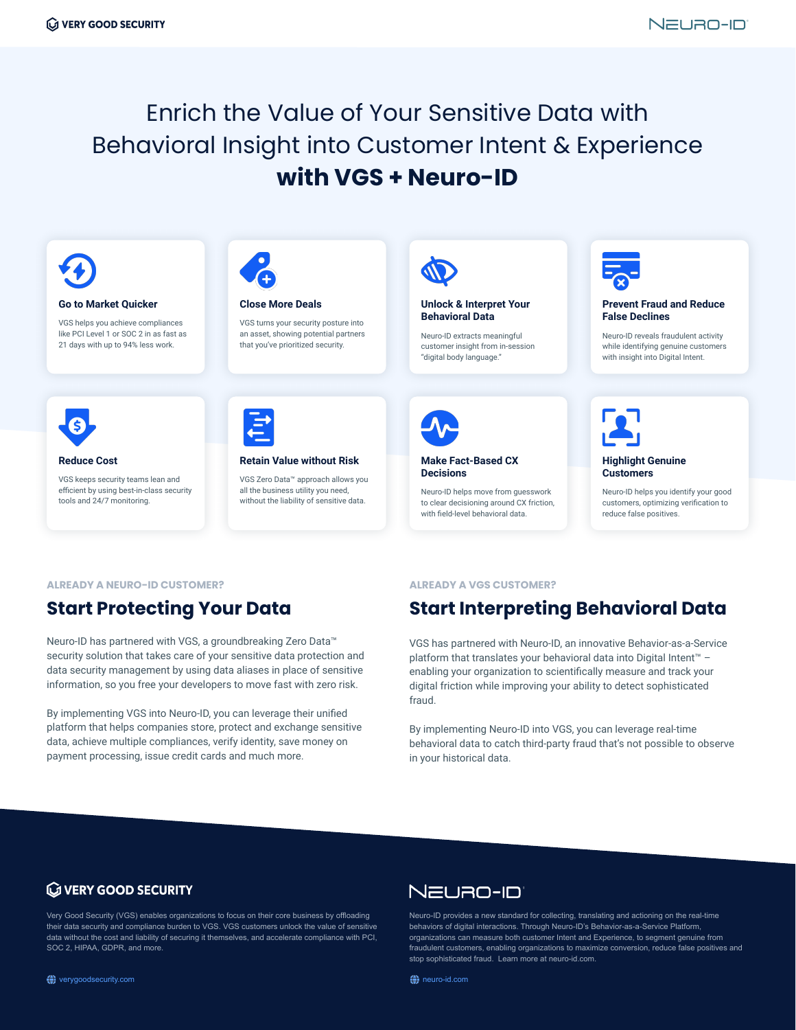VERY GOOD SECURITY

NEURO-ID

# Enrich the Value of Your Sensitive Data with Behavioral Insight into Customer Intent & Experience **with VGS + Neuro-ID**

### Go to Market Quicker

VGS helps you achieve compliances like PCI Level 1 or SOC 2 in as fast as 21 days with up to 94% less work.

### Close More Deals

VGS turns your security posture into an asset, showing potential partners that you've prioritized security.

### Unlock & Interpret Your Behavioral Data

Neuro-ID extracts meaningful customer insight from in-session "digital body language."

### Prevent Fraud and Reduce False Declines

Neuro-ID reveals fraudulent activity while identifying genuine customers with insight into Digital Intent.

### Reduce Cost

VGS keeps security teams lean and efficient by using best-in-class security tools and 24/7 monitoring.

### Retain Value without Risk

VGS Zero Data™ approach allows you all the business utility you need, without the liability of sensitive data.

### Make Fact-Based CX Decisions

Neuro-ID helps move from guesswork to clear decisioning around CX friction, with field-level behavioral data.

### Highlight Genuine Customers

Neuro-ID helps you identify your good customers, optimizing verification to reduce false positives.

ALREADY A NEURO-ID CUSTOMER?

## Start Protecting Your Data

Neuro-ID has partnered with VGS, a groundbreaking Zero Data™ security solution that takes care of your sensitive data protection and data security management by using data aliases in place of sensitive information, so you free your developers to move fast with zero risk.

By implementing VGS into Neuro-ID, you can leverage their unified platform that helps companies store, protect and exchange sensitive data, achieve multiple compliances, verify identity, save money on payment processing, issue credit cards and much more.

ALREADY A VGS CUSTOMER?

## Start Interpreting Behavioral Data

VGS has partnered with Neuro-ID, an innovative Behavior-as-a-Service platform that translates your behavioral data into Digital Intent™ – enabling your organization to scientifically measure and track your digital friction while improving your ability to detect sophisticated fraud.

By implementing Neuro-ID into VGS, you can leverage real-time behavioral data to catch third-party fraud that's not possible to observe in your historical data.

**VERY GOOD SECURITY**

Very Good Security (VGS) enables organizations to focus on their core business by offloading their data security and compliance burden to VGS. VGS customers unlock the value of sensitive data without the cost and liability of securing it themselves, and accelerate compliance with PCI, SOC 2, HIPAA, GDPR, and more.

verygoodsecurity.com

**NEURO-ID**

Neuro-ID provides a new standard for collecting, translating and actioning on the real-time behaviors of digital interactions. Through Neuro-ID's Behavior-as-a-Service Platform, organizations can measure both customer Intent and Experience, to segment genuine from fraudulent customers, enabling organizations to maximize conversion, reduce false positives and stop sophisticated fraud. Learn more at neuro-id.com.

neuro-id.com